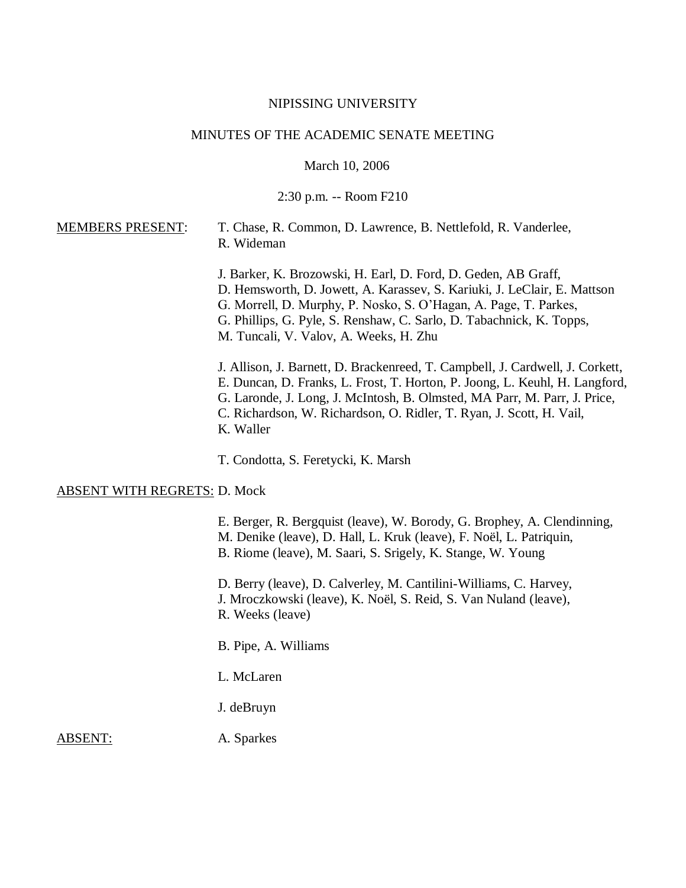NIPISSING UNIVERSITY

MINUTES OF THE ACADEMIC SENATE MEETING

March 10, 2006

2:30 p.m. -- Room F210

<u>MEMBERS PRESENT</u>:

T. Chase, R. Common, D. Lawrence, B. Nettlefold, R. Vanderlee, R. Wideman

J. Barker, K. Brozowski, H. Earl, D. Ford, D. Geden, AB Graff, D. Hemsworth, D. Jowett, A. Karassev, S. Kariuki, J. LeClair, E. Mattson G. Morrell, D. Murphy, P. Nosko, S. O'Hagan, A. Page, T. Parkes, G. Phillips, G. Pyle, S. Renshaw, C. Sarlo, D. Tabachnick, K. Topps, M. Tuncali, V. Valov, A. Weeks, H. Zhu

J. Allison, J. Barnett, D. Brackenreed, T. Campbell, J. Cardwell, J. Corkett, E. Duncan, D. Franks, L. Frost, T. Horton, P. Joong, L. Keuhl, H. Langford, G. Laronde, J. Long, J. McIntosh, B. Olmsted, MA Parr, M. Parr, J. Price, C. Richardson, W. Richardson, O. Ridler, T. Ryan, J. Scott, H. Vail, K. Waller

T. Condotta, S. Feretycki, K. Marsh

<u>ABSENT WITH REGRETS:</u>

D. Mock

E. Berger, R. Bergquist (leave), W. Borody, G. Brophey, A. Clendinning, M. Denike (leave), D. Hall, L. Kruk (leave), F. Noël, L. Patriquin, B. Riome (leave), M. Saari, S. Srigely, K. Stange, W. Young

D. Berry (leave), D. Calverley, M. Cantilini-Williams, C. Harvey, J. Mroczkowski (leave), K. Noël, S. Reid, S. Van Nuland (leave), R. Weeks (leave)

B. Pipe, A. Williams

L. McLaren

J. deBruyn

<u>ABSENT:</u>

A. Sparkes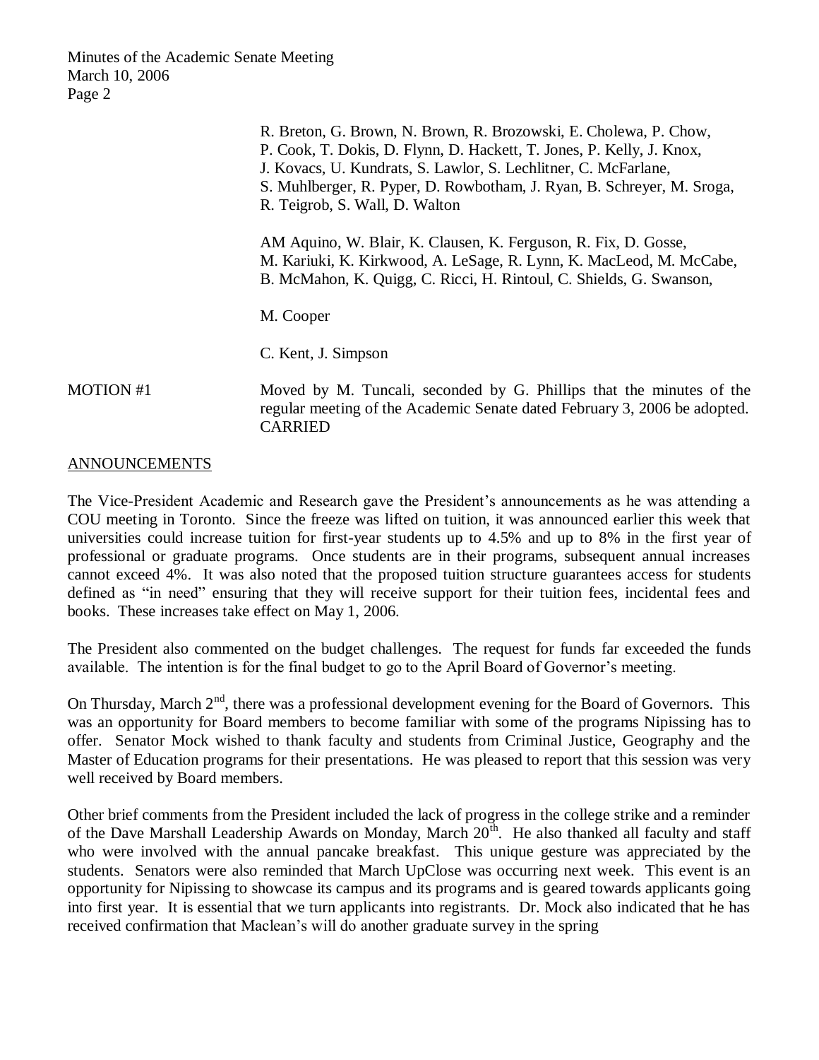R. Breton, G. Brown, N. Brown, R. Brozowski, E. Cholewa, P. Chow, P. Cook, T. Dokis, D. Flynn, D. Hackett, T. Jones, P. Kelly, J. Knox, J. Kovacs, U. Kundrats, S. Lawlor, S. Lechlitner, C. McFarlane, S. Muhlberger, R. Pyper, D. Rowbotham, J. Ryan, B. Schreyer, M. Sroga, R. Teigrob, S. Wall, D. Walton

AM Aquino, W. Blair, K. Clausen, K. Ferguson, R. Fix, D. Gosse, M. Kariuki, K. Kirkwood, A. LeSage, R. Lynn, K. MacLeod, M. McCabe, B. McMahon, K. Quigg, C. Ricci, H. Rintoul, C. Shields, G. Swanson,

M. Cooper

C. Kent, J. Simpson

MOTION #1 Moved by M. Tuncali, seconded by G. Phillips that the minutes of the regular meeting of the Academic Senate dated February 3, 2006 be adopted. CARRIED

## ANNOUNCEMENTS

The Vice-President Academic and Research gave the President's announcements as he was attending a COU meeting in Toronto. Since the freeze was lifted on tuition, it was announced earlier this week that universities could increase tuition for first-year students up to 4.5% and up to 8% in the first year of professional or graduate programs. Once students are in their programs, subsequent annual increases cannot exceed 4%. It was also noted that the proposed tuition structure guarantees access for students defined as "in need" ensuring that they will receive support for their tuition fees, incidental fees and books. These increases take effect on May 1, 2006.

The President also commented on the budget challenges. The request for funds far exceeded the funds available. The intention is for the final budget to go to the April Board of Governor's meeting.

On Thursday, March 2nd, there was a professional development evening for the Board of Governors. This was an opportunity for Board members to become familiar with some of the programs Nipissing has to offer. Senator Mock wished to thank faculty and students from Criminal Justice, Geography and the Master of Education programs for their presentations. He was pleased to report that this session was very well received by Board members.

Other brief comments from the President included the lack of progress in the college strike and a reminder of the Dave Marshall Leadership Awards on Monday, March 20th. He also thanked all faculty and staff who were involved with the annual pancake breakfast. This unique gesture was appreciated by the students. Senators were also reminded that March UpClose was occurring next week. This event is an opportunity for Nipissing to showcase its campus and its programs and is geared towards applicants going into first year. It is essential that we turn applicants into registrants. Dr. Mock also indicated that he has received confirmation that Maclean's will do another graduate survey in the spring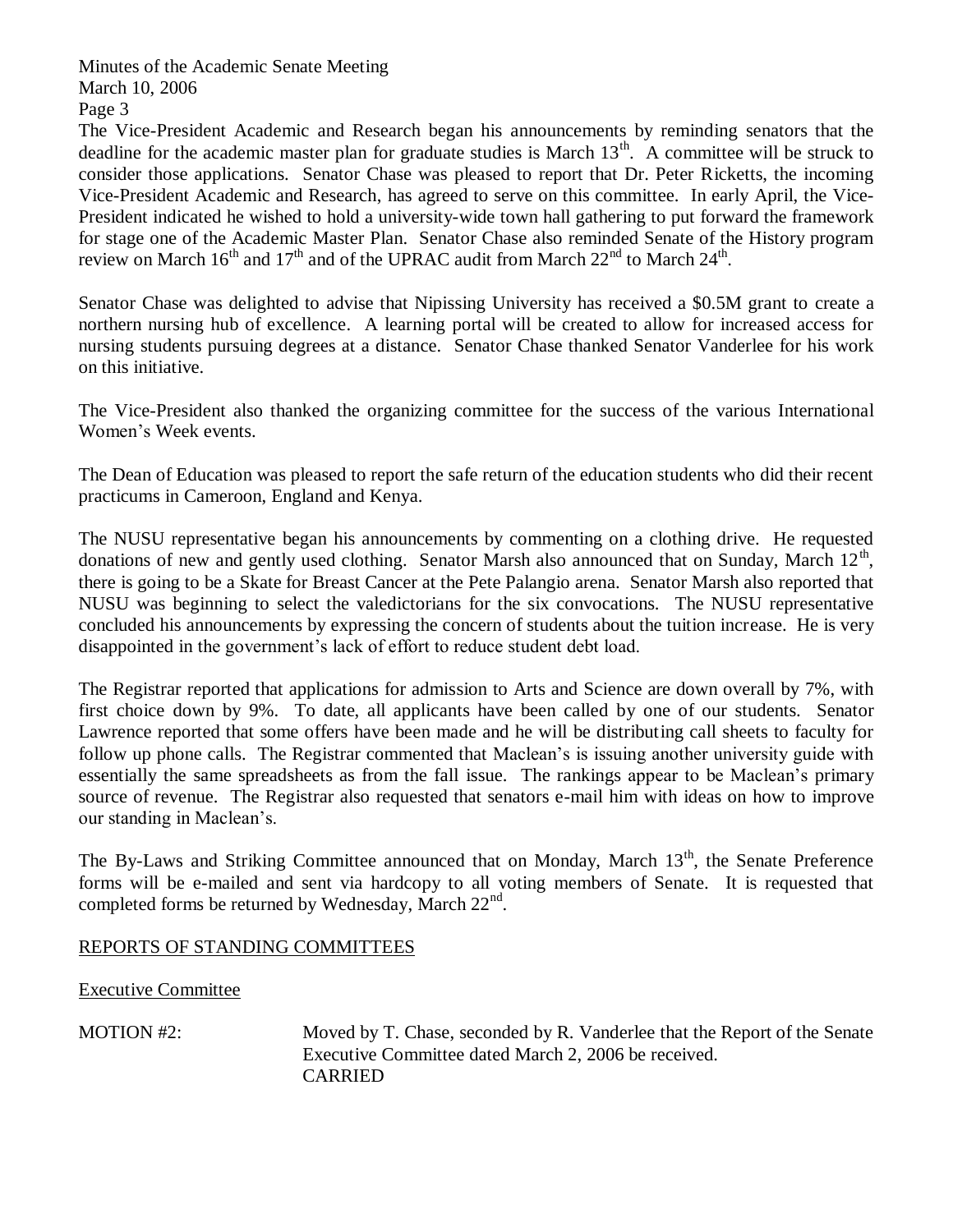The Vice-President Academic and Research began his announcements by reminding senators that the deadline for the academic master plan for graduate studies is March 13th. A committee will be struck to consider those applications. Senator Chase was pleased to report that Dr. Peter Ricketts, the incoming Vice-President Academic and Research, has agreed to serve on this committee. In early April, the Vice-President indicated he wished to hold a university-wide town hall gathering to put forward the framework for stage one of the Academic Master Plan. Senator Chase also reminded Senate of the History program review on March 16th and 17th and of the UPRAC audit from March 22nd to March 24th.

Senator Chase was delighted to advise that Nipissing University has received a $0.5M grant to create a northern nursing hub of excellence. A learning portal will be created to allow for increased access for nursing students pursuing degrees at a distance. Senator Chase thanked Senator Vanderlee for his work on this initiative.

The Vice-President also thanked the organizing committee for the success of the various International Women's Week events.

The Dean of Education was pleased to report the safe return of the education students who did their recent practicums in Cameroon, England and Kenya.

The NUSU representative began his announcements by commenting on a clothing drive. He requested donations of new and gently used clothing. Senator Marsh also announced that on Sunday, March 12th, there is going to be a Skate for Breast Cancer at the Pete Palangio arena. Senator Marsh also reported that NUSU was beginning to select the valedictorians for the six convocations. The NUSU representative concluded his announcements by expressing the concern of students about the tuition increase. He is very disappointed in the government's lack of effort to reduce student debt load.

The Registrar reported that applications for admission to Arts and Science are down overall by 7%, with first choice down by 9%. To date, all applicants have been called by one of our students. Senator Lawrence reported that some offers have been made and he will be distributing call sheets to faculty for follow up phone calls. The Registrar commented that Maclean's is issuing another university guide with essentially the same spreadsheets as from the fall issue. The rankings appear to be Maclean's primary source of revenue. The Registrar also requested that senators e-mail him with ideas on how to improve our standing in Maclean's.

The By-Laws and Striking Committee announced that on Monday, March 13th, the Senate Preference forms will be e-mailed and sent via hardcopy to all voting members of Senate. It is requested that completed forms be returned by Wednesday, March 22nd.

## REPORTS OF STANDING COMMITTEES

### Executive Committee

MOTION #2: Moved by T. Chase, seconded by R. Vanderlee that the Report of the Senate Executive Committee dated March 2, 2006 be received.
CARRIED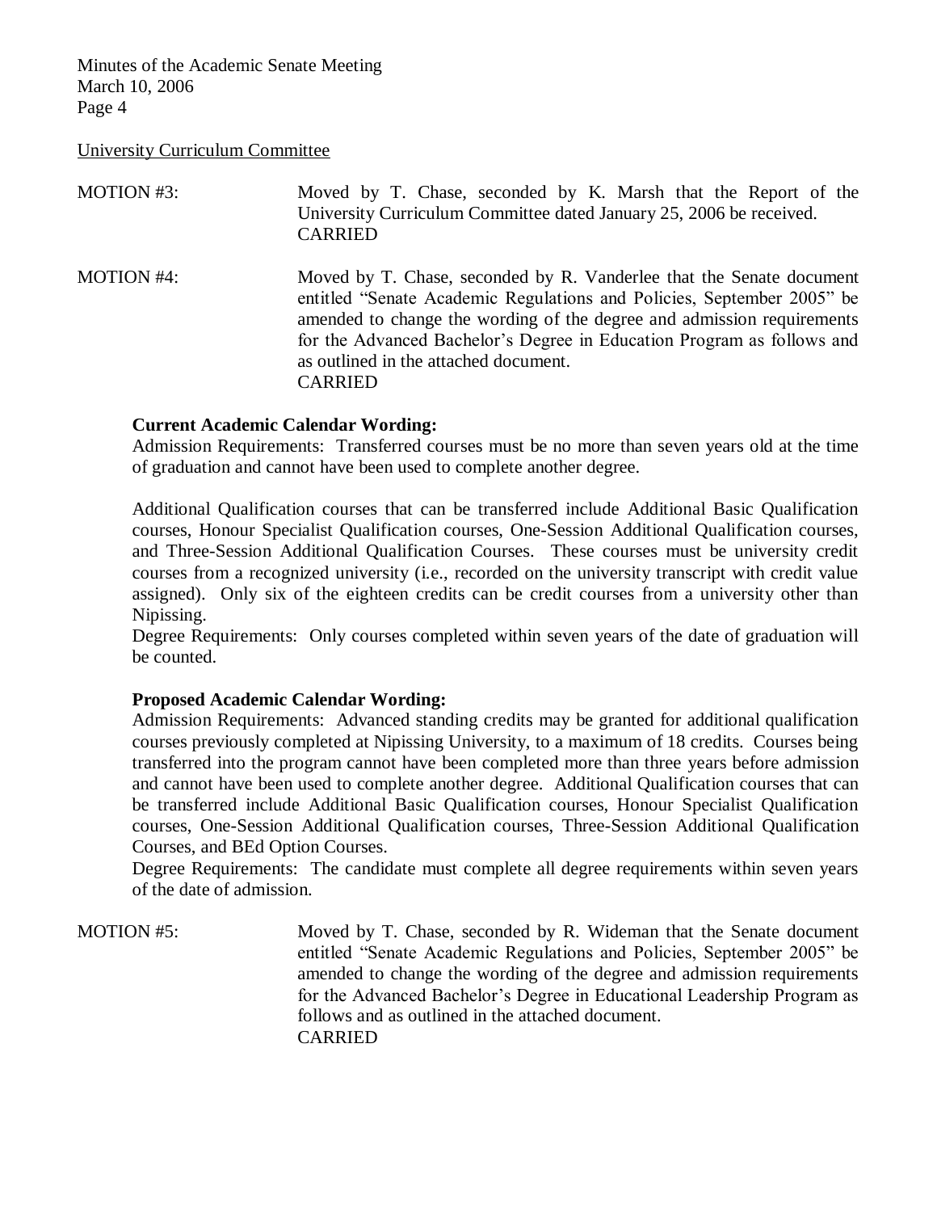University Curriculum Committee

MOTION #3: Moved by T. Chase, seconded by K. Marsh that the Report of the University Curriculum Committee dated January 25, 2006 be received.
CARRIED

MOTION #4: Moved by T. Chase, seconded by R. Vanderlee that the Senate document entitled "Senate Academic Regulations and Policies, September 2005" be amended to change the wording of the degree and admission requirements for the Advanced Bachelor's Degree in Education Program as follows and as outlined in the attached document.
CARRIED

**Current Academic Calendar Wording:**

Admission Requirements: Transferred courses must be no more than seven years old at the time of graduation and cannot have been used to complete another degree.

Additional Qualification courses that can be transferred include Additional Basic Qualification courses, Honour Specialist Qualification courses, One-Session Additional Qualification courses, and Three-Session Additional Qualification Courses. These courses must be university credit courses from a recognized university (i.e., recorded on the university transcript with credit value assigned). Only six of the eighteen credits can be credit courses from a university other than Nipissing.

Degree Requirements: Only courses completed within seven years of the date of graduation will be counted.

**Proposed Academic Calendar Wording:**

Admission Requirements: Advanced standing credits may be granted for additional qualification courses previously completed at Nipissing University, to a maximum of 18 credits. Courses being transferred into the program cannot have been completed more than three years before admission and cannot have been used to complete another degree. Additional Qualification courses that can be transferred include Additional Basic Qualification courses, Honour Specialist Qualification courses, One-Session Additional Qualification courses, Three-Session Additional Qualification Courses, and BEd Option Courses.

Degree Requirements: The candidate must complete all degree requirements within seven years of the date of admission.

MOTION #5: Moved by T. Chase, seconded by R. Wideman that the Senate document entitled "Senate Academic Regulations and Policies, September 2005" be amended to change the wording of the degree and admission requirements for the Advanced Bachelor's Degree in Educational Leadership Program as follows and as outlined in the attached document.
CARRIED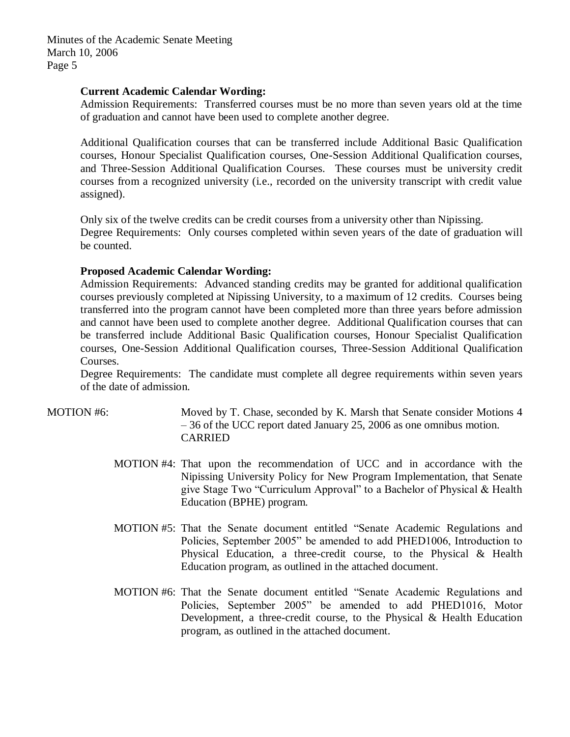**Current Academic Calendar Wording:**

Admission Requirements: Transferred courses must be no more than seven years old at the time of graduation and cannot have been used to complete another degree.

Additional Qualification courses that can be transferred include Additional Basic Qualification courses, Honour Specialist Qualification courses, One-Session Additional Qualification courses, and Three-Session Additional Qualification Courses. These courses must be university credit courses from a recognized university (i.e., recorded on the university transcript with credit value assigned).

Only six of the twelve credits can be credit courses from a university other than Nipissing.
Degree Requirements: Only courses completed within seven years of the date of graduation will be counted.

**Proposed Academic Calendar Wording:**

Admission Requirements: Advanced standing credits may be granted for additional qualification courses previously completed at Nipissing University, to a maximum of 12 credits. Courses being transferred into the program cannot have been completed more than three years before admission and cannot have been used to complete another degree. Additional Qualification courses that can be transferred include Additional Basic Qualification courses, Honour Specialist Qualification courses, One-Session Additional Qualification courses, Three-Session Additional Qualification Courses.
Degree Requirements: The candidate must complete all degree requirements within seven years of the date of admission.

MOTION #6: Moved by T. Chase, seconded by K. Marsh that Senate consider Motions 4 – 36 of the UCC report dated January 25, 2006 as one omnibus motion.
CARRIED

MOTION #4: That upon the recommendation of UCC and in accordance with the Nipissing University Policy for New Program Implementation, that Senate give Stage Two "Curriculum Approval" to a Bachelor of Physical & Health Education (BPHE) program.

MOTION #5: That the Senate document entitled "Senate Academic Regulations and Policies, September 2005" be amended to add PHED1006, Introduction to Physical Education, a three-credit course, to the Physical & Health Education program, as outlined in the attached document.

MOTION #6: That the Senate document entitled "Senate Academic Regulations and Policies, September 2005" be amended to add PHED1016, Motor Development, a three-credit course, to the Physical & Health Education program, as outlined in the attached document.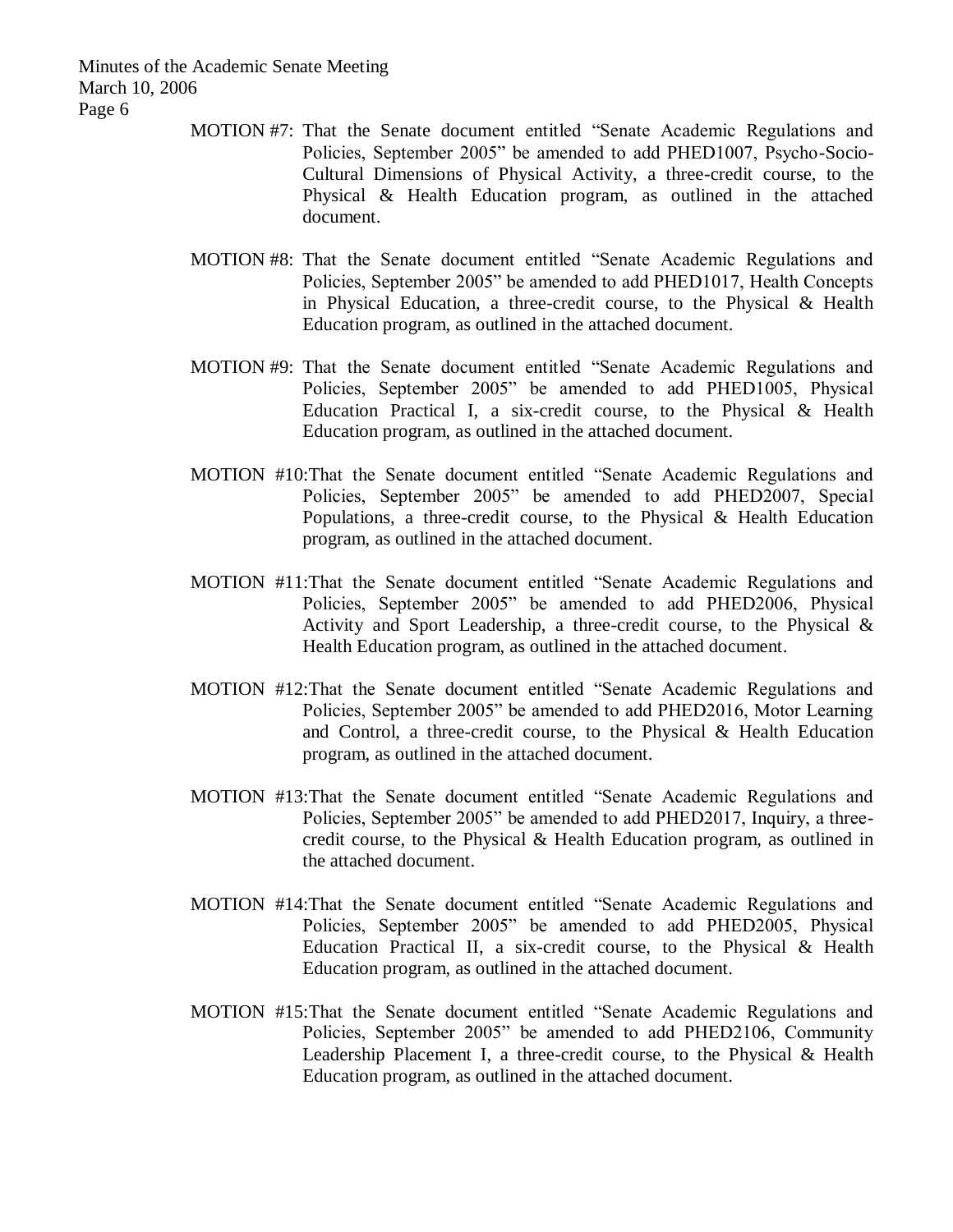MOTION #7: That the Senate document entitled "Senate Academic Regulations and Policies, September 2005" be amended to add PHED1007, Psycho-Socio-Cultural Dimensions of Physical Activity, a three-credit course, to the Physical & Health Education program, as outlined in the attached document.

MOTION #8: That the Senate document entitled "Senate Academic Regulations and Policies, September 2005" be amended to add PHED1017, Health Concepts in Physical Education, a three-credit course, to the Physical & Health Education program, as outlined in the attached document.

MOTION #9: That the Senate document entitled "Senate Academic Regulations and Policies, September 2005" be amended to add PHED1005, Physical Education Practical I, a six-credit course, to the Physical & Health Education program, as outlined in the attached document.

MOTION #10: That the Senate document entitled "Senate Academic Regulations and Policies, September 2005" be amended to add PHED2007, Special Populations, a three-credit course, to the Physical & Health Education program, as outlined in the attached document.

MOTION #11: That the Senate document entitled "Senate Academic Regulations and Policies, September 2005" be amended to add PHED2006, Physical Activity and Sport Leadership, a three-credit course, to the Physical & Health Education program, as outlined in the attached document.

MOTION #12: That the Senate document entitled "Senate Academic Regulations and Policies, September 2005" be amended to add PHED2016, Motor Learning and Control, a three-credit course, to the Physical & Health Education program, as outlined in the attached document.

MOTION #13: That the Senate document entitled "Senate Academic Regulations and Policies, September 2005" be amended to add PHED2017, Inquiry, a three-credit course, to the Physical & Health Education program, as outlined in the attached document.

MOTION #14: That the Senate document entitled "Senate Academic Regulations and Policies, September 2005" be amended to add PHED2005, Physical Education Practical II, a six-credit course, to the Physical & Health Education program, as outlined in the attached document.

MOTION #15: That the Senate document entitled "Senate Academic Regulations and Policies, September 2005" be amended to add PHED2106, Community Leadership Placement I, a three-credit course, to the Physical & Health Education program, as outlined in the attached document.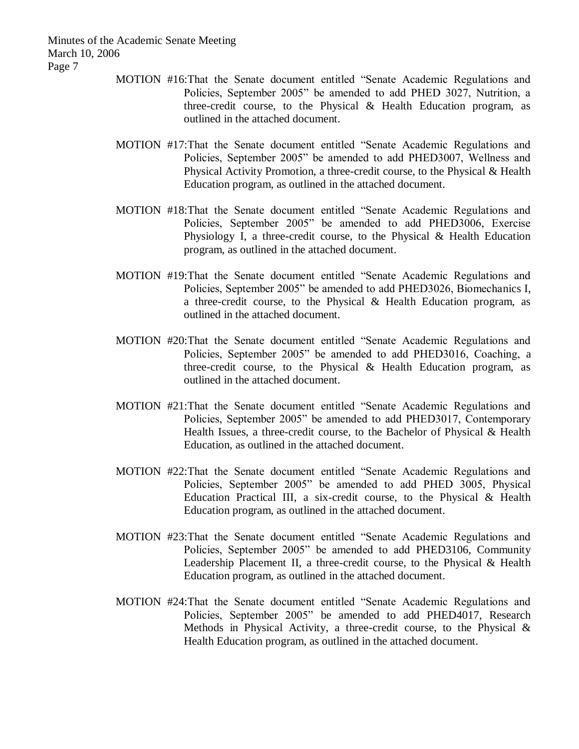MOTION #16: That the Senate document entitled "Senate Academic Regulations and Policies, September 2005" be amended to add PHED 3027, Nutrition, a three-credit course, to the Physical & Health Education program, as outlined in the attached document.

MOTION #17: That the Senate document entitled "Senate Academic Regulations and Policies, September 2005" be amended to add PHED3007, Wellness and Physical Activity Promotion, a three-credit course, to the Physical & Health Education program, as outlined in the attached document.

MOTION #18: That the Senate document entitled "Senate Academic Regulations and Policies, September 2005" be amended to add PHED3006, Exercise Physiology I, a three-credit course, to the Physical & Health Education program, as outlined in the attached document.

MOTION #19: That the Senate document entitled "Senate Academic Regulations and Policies, September 2005" be amended to add PHED3026, Biomechanics I, a three-credit course, to the Physical & Health Education program, as outlined in the attached document.

MOTION #20: That the Senate document entitled "Senate Academic Regulations and Policies, September 2005" be amended to add PHED3016, Coaching, a three-credit course, to the Physical & Health Education program, as outlined in the attached document.

MOTION #21: That the Senate document entitled "Senate Academic Regulations and Policies, September 2005" be amended to add PHED3017, Contemporary Health Issues, a three-credit course, to the Bachelor of Physical & Health Education, as outlined in the attached document.

MOTION #22: That the Senate document entitled "Senate Academic Regulations and Policies, September 2005" be amended to add PHED 3005, Physical Education Practical III, a six-credit course, to the Physical & Health Education program, as outlined in the attached document.

MOTION #23: That the Senate document entitled "Senate Academic Regulations and Policies, September 2005" be amended to add PHED3106, Community Leadership Placement II, a three-credit course, to the Physical & Health Education program, as outlined in the attached document.

MOTION #24: That the Senate document entitled "Senate Academic Regulations and Policies, September 2005" be amended to add PHED4017, Research Methods in Physical Activity, a three-credit course, to the Physical & Health Education program, as outlined in the attached document.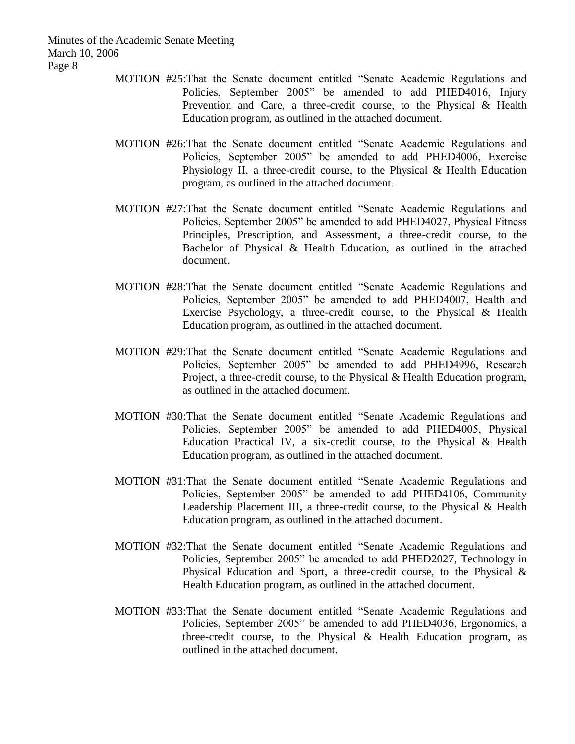MOTION #25: That the Senate document entitled "Senate Academic Regulations and Policies, September 2005" be amended to add PHED4016, Injury Prevention and Care, a three-credit course, to the Physical & Health Education program, as outlined in the attached document.

MOTION #26: That the Senate document entitled "Senate Academic Regulations and Policies, September 2005" be amended to add PHED4006, Exercise Physiology II, a three-credit course, to the Physical & Health Education program, as outlined in the attached document.

MOTION #27: That the Senate document entitled "Senate Academic Regulations and Policies, September 2005" be amended to add PHED4027, Physical Fitness Principles, Prescription, and Assessment, a three-credit course, to the Bachelor of Physical & Health Education, as outlined in the attached document.

MOTION #28: That the Senate document entitled "Senate Academic Regulations and Policies, September 2005" be amended to add PHED4007, Health and Exercise Psychology, a three-credit course, to the Physical & Health Education program, as outlined in the attached document.

MOTION #29: That the Senate document entitled "Senate Academic Regulations and Policies, September 2005" be amended to add PHED4996, Research Project, a three-credit course, to the Physical & Health Education program, as outlined in the attached document.

MOTION #30: That the Senate document entitled "Senate Academic Regulations and Policies, September 2005" be amended to add PHED4005, Physical Education Practical IV, a six-credit course, to the Physical & Health Education program, as outlined in the attached document.

MOTION #31: That the Senate document entitled "Senate Academic Regulations and Policies, September 2005" be amended to add PHED4106, Community Leadership Placement III, a three-credit course, to the Physical & Health Education program, as outlined in the attached document.

MOTION #32: That the Senate document entitled "Senate Academic Regulations and Policies, September 2005" be amended to add PHED2027, Technology in Physical Education and Sport, a three-credit course, to the Physical & Health Education program, as outlined in the attached document.

MOTION #33: That the Senate document entitled "Senate Academic Regulations and Policies, September 2005" be amended to add PHED4036, Ergonomics, a three-credit course, to the Physical & Health Education program, as outlined in the attached document.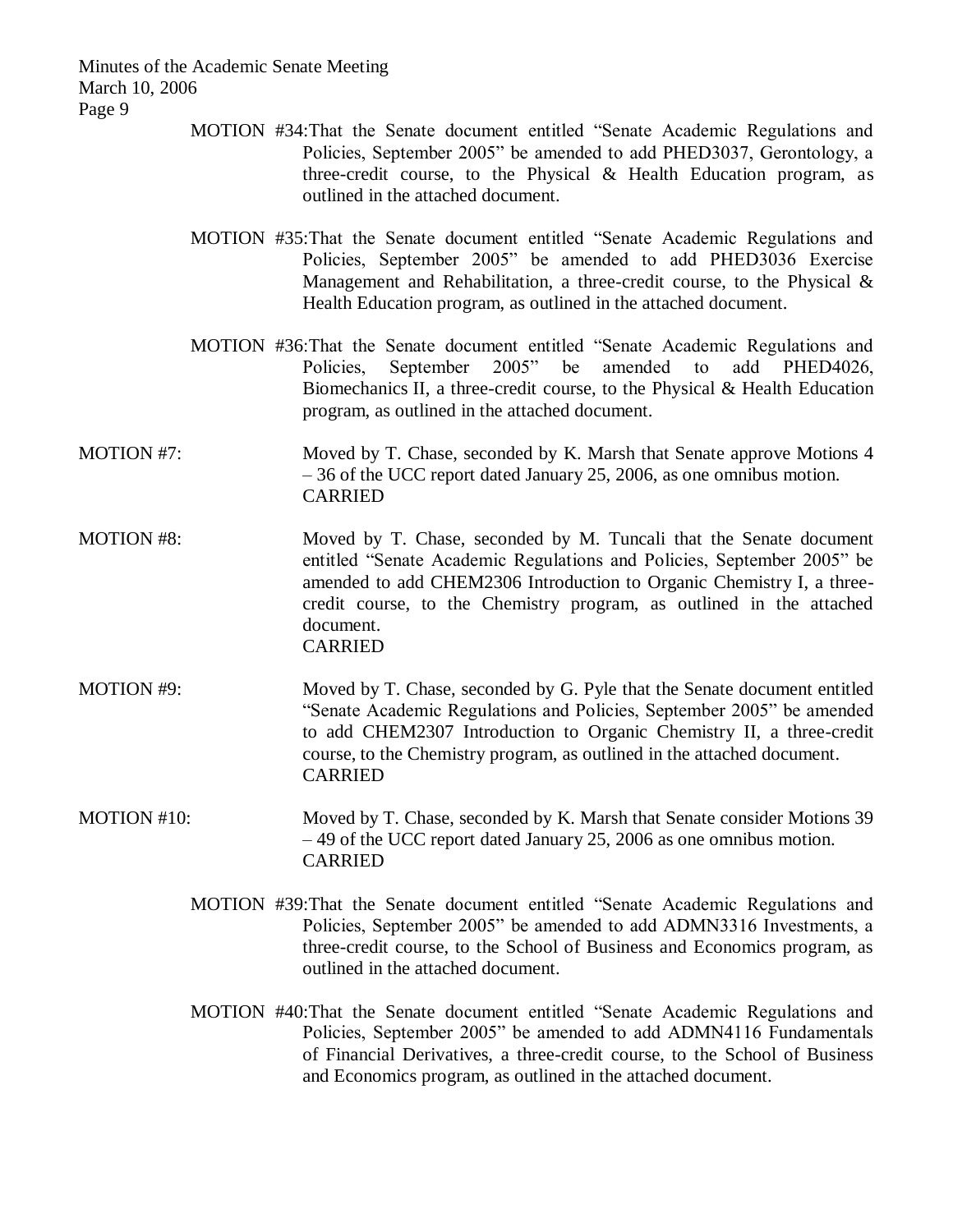MOTION #34: That the Senate document entitled "Senate Academic Regulations and Policies, September 2005" be amended to add PHED3037, Gerontology, a three-credit course, to the Physical & Health Education program, as outlined in the attached document.

MOTION #35: That the Senate document entitled "Senate Academic Regulations and Policies, September 2005" be amended to add PHED3036 Exercise Management and Rehabilitation, a three-credit course, to the Physical & Health Education program, as outlined in the attached document.

MOTION #36: That the Senate document entitled "Senate Academic Regulations and Policies, September 2005" be amended to add PHED4026, Biomechanics II, a three-credit course, to the Physical & Health Education program, as outlined in the attached document.

MOTION #7: Moved by T. Chase, seconded by K. Marsh that Senate approve Motions 4 – 36 of the UCC report dated January 25, 2006, as one omnibus motion.
CARRIED

MOTION #8: Moved by T. Chase, seconded by M. Tuncali that the Senate document entitled "Senate Academic Regulations and Policies, September 2005" be amended to add CHEM2306 Introduction to Organic Chemistry I, a three-credit course, to the Chemistry program, as outlined in the attached document.
CARRIED

MOTION #9: Moved by T. Chase, seconded by G. Pyle that the Senate document entitled "Senate Academic Regulations and Policies, September 2005" be amended to add CHEM2307 Introduction to Organic Chemistry II, a three-credit course, to the Chemistry program, as outlined in the attached document.
CARRIED

MOTION #10: Moved by T. Chase, seconded by K. Marsh that Senate consider Motions 39 – 49 of the UCC report dated January 25, 2006 as one omnibus motion.
CARRIED

MOTION #39: That the Senate document entitled "Senate Academic Regulations and Policies, September 2005" be amended to add ADMN3316 Investments, a three-credit course, to the School of Business and Economics program, as outlined in the attached document.

MOTION #40: That the Senate document entitled "Senate Academic Regulations and Policies, September 2005" be amended to add ADMN4116 Fundamentals of Financial Derivatives, a three-credit course, to the School of Business and Economics program, as outlined in the attached document.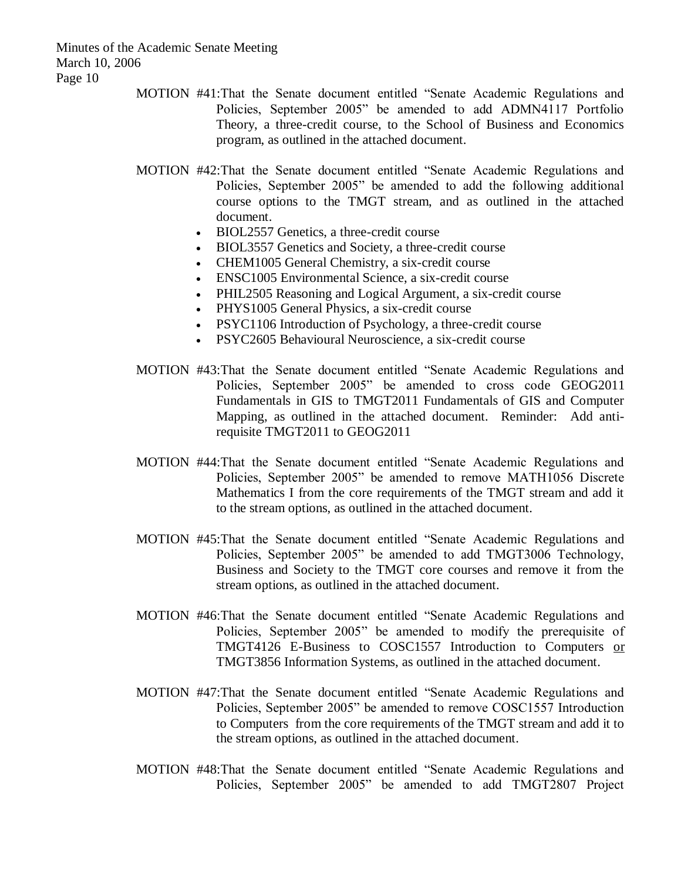MOTION #41: That the Senate document entitled "Senate Academic Regulations and Policies, September 2005" be amended to add ADMN4117 Portfolio Theory, a three-credit course, to the School of Business and Economics program, as outlined in the attached document.

MOTION #42: That the Senate document entitled "Senate Academic Regulations and Policies, September 2005" be amended to add the following additional course options to the TMGT stream, and as outlined in the attached document.

- BIOL2557 Genetics, a three-credit course
- BIOL3557 Genetics and Society, a three-credit course
- CHEM1005 General Chemistry, a six-credit course
- ENSC1005 Environmental Science, a six-credit course
- PHIL2505 Reasoning and Logical Argument, a six-credit course
- PHYS1005 General Physics, a six-credit course
- PSYC1106 Introduction of Psychology, a three-credit course
- PSYC2605 Behavioural Neuroscience, a six-credit course

MOTION #43: That the Senate document entitled "Senate Academic Regulations and Policies, September 2005" be amended to cross code GEOG2011 Fundamentals in GIS to TMGT2011 Fundamentals of GIS and Computer Mapping, as outlined in the attached document. Reminder: Add anti-requisite TMGT2011 to GEOG2011

MOTION #44: That the Senate document entitled "Senate Academic Regulations and Policies, September 2005" be amended to remove MATH1056 Discrete Mathematics I from the core requirements of the TMGT stream and add it to the stream options, as outlined in the attached document.

MOTION #45: That the Senate document entitled "Senate Academic Regulations and Policies, September 2005" be amended to add TMGT3006 Technology, Business and Society to the TMGT core courses and remove it from the stream options, as outlined in the attached document.

MOTION #46: That the Senate document entitled "Senate Academic Regulations and Policies, September 2005" be amended to modify the prerequisite of TMGT4126 E-Business to COSC1557 Introduction to Computers or TMGT3856 Information Systems, as outlined in the attached document.

MOTION #47: That the Senate document entitled "Senate Academic Regulations and Policies, September 2005" be amended to remove COSC1557 Introduction to Computers from the core requirements of the TMGT stream and add it to the stream options, as outlined in the attached document.

MOTION #48: That the Senate document entitled "Senate Academic Regulations and Policies, September 2005" be amended to add TMGT2807 Project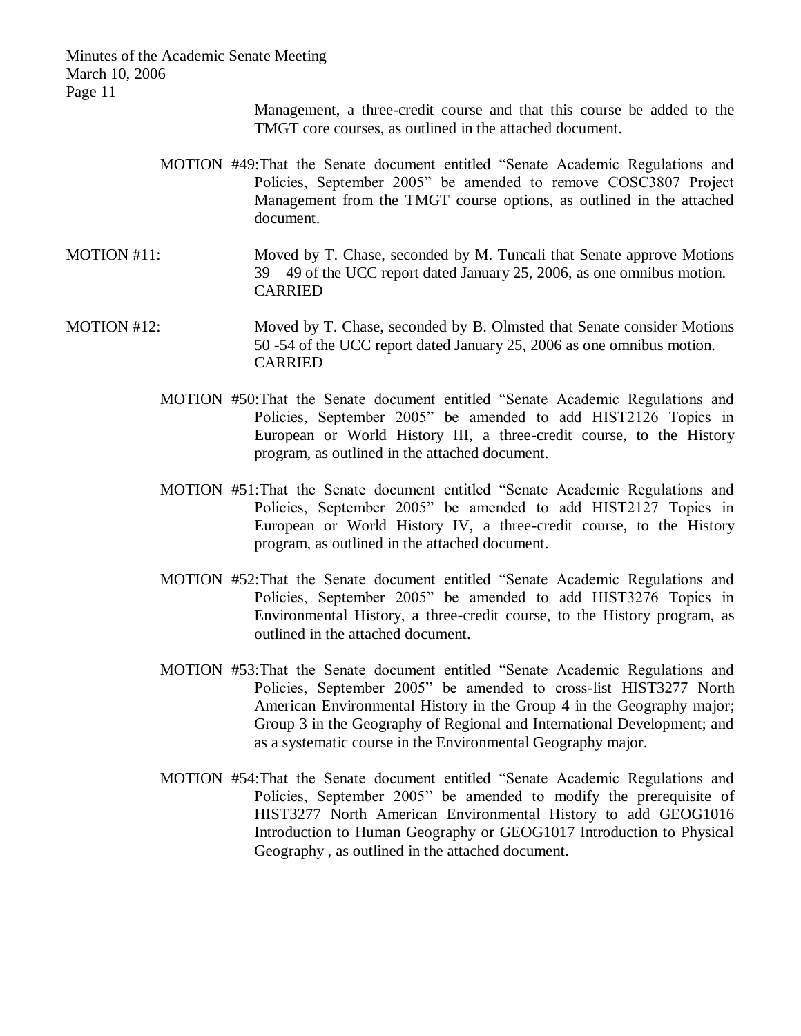Management, a three-credit course and that this course be added to the TMGT core courses, as outlined in the attached document.

MOTION #49: That the Senate document entitled "Senate Academic Regulations and Policies, September 2005" be amended to remove COSC3807 Project Management from the TMGT course options, as outlined in the attached document.

MOTION #11: Moved by T. Chase, seconded by M. Tuncali that Senate approve Motions 39 – 49 of the UCC report dated January 25, 2006, as one omnibus motion. CARRIED

MOTION #12: Moved by T. Chase, seconded by B. Olmsted that Senate consider Motions 50 -54 of the UCC report dated January 25, 2006 as one omnibus motion. CARRIED

MOTION #50: That the Senate document entitled "Senate Academic Regulations and Policies, September 2005" be amended to add HIST2126 Topics in European or World History III, a three-credit course, to the History program, as outlined in the attached document.

MOTION #51: That the Senate document entitled "Senate Academic Regulations and Policies, September 2005" be amended to add HIST2127 Topics in European or World History IV, a three-credit course, to the History program, as outlined in the attached document.

MOTION #52: That the Senate document entitled "Senate Academic Regulations and Policies, September 2005" be amended to add HIST3276 Topics in Environmental History, a three-credit course, to the History program, as outlined in the attached document.

MOTION #53: That the Senate document entitled "Senate Academic Regulations and Policies, September 2005" be amended to cross-list HIST3277 North American Environmental History in the Group 4 in the Geography major; Group 3 in the Geography of Regional and International Development; and as a systematic course in the Environmental Geography major.

MOTION #54: That the Senate document entitled "Senate Academic Regulations and Policies, September 2005" be amended to modify the prerequisite of HIST3277 North American Environmental History to add GEOG1016 Introduction to Human Geography or GEOG1017 Introduction to Physical Geography , as outlined in the attached document.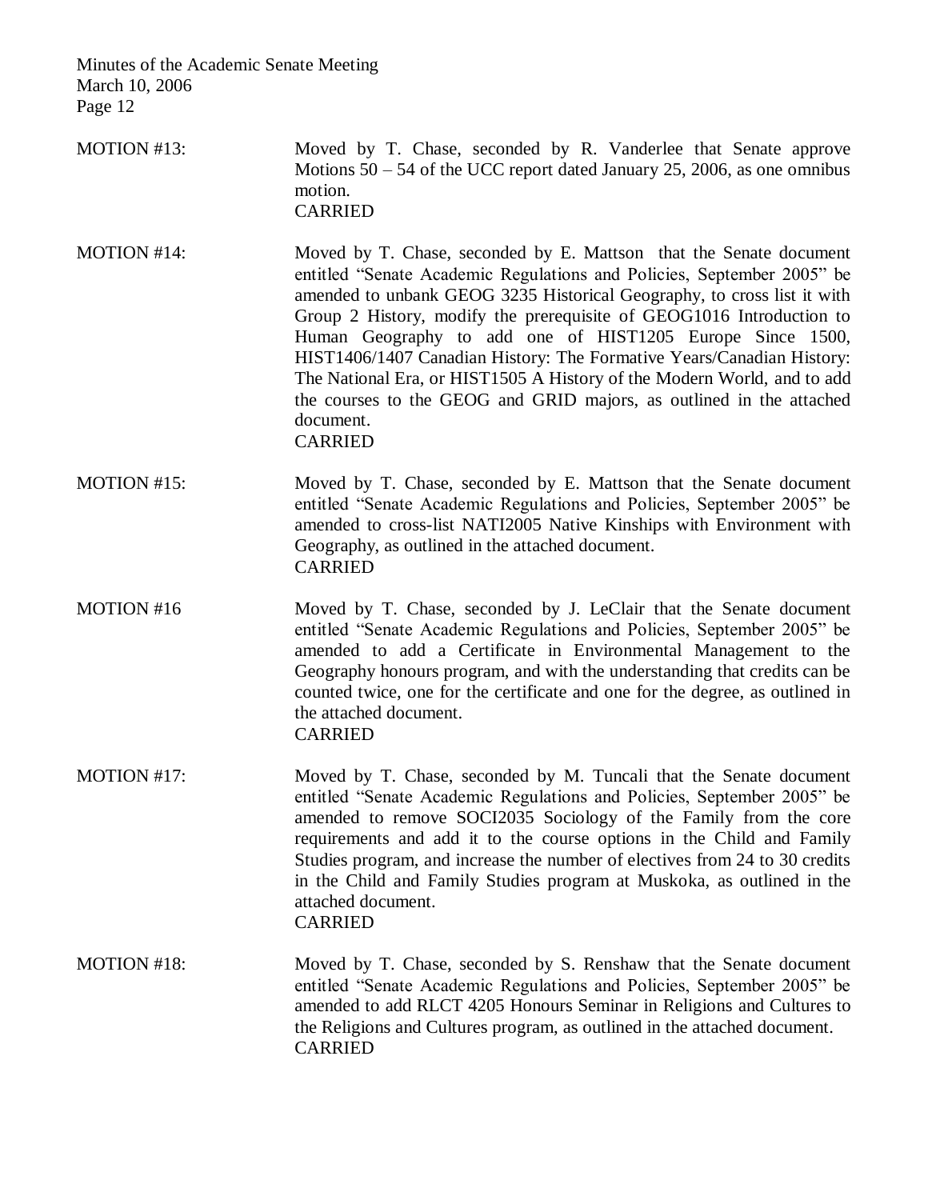MOTION #13: Moved by T. Chase, seconded by R. Vanderlee that Senate approve Motions 50 – 54 of the UCC report dated January 25, 2006, as one omnibus motion.
CARRIED

MOTION #14: Moved by T. Chase, seconded by E. Mattson that the Senate document entitled "Senate Academic Regulations and Policies, September 2005" be amended to unbank GEOG 3235 Historical Geography, to cross list it with Group 2 History, modify the prerequisite of GEOG1016 Introduction to Human Geography to add one of HIST1205 Europe Since 1500, HIST1406/1407 Canadian History: The Formative Years/Canadian History: The National Era, or HIST1505 A History of the Modern World, and to add the courses to the GEOG and GRID majors, as outlined in the attached document.
CARRIED

MOTION #15: Moved by T. Chase, seconded by E. Mattson that the Senate document entitled "Senate Academic Regulations and Policies, September 2005" be amended to cross-list NATI2005 Native Kinships with Environment with Geography, as outlined in the attached document.
CARRIED

MOTION #16 Moved by T. Chase, seconded by J. LeClair that the Senate document entitled "Senate Academic Regulations and Policies, September 2005" be amended to add a Certificate in Environmental Management to the Geography honours program, and with the understanding that credits can be counted twice, one for the certificate and one for the degree, as outlined in the attached document.
CARRIED

MOTION #17: Moved by T. Chase, seconded by M. Tuncali that the Senate document entitled "Senate Academic Regulations and Policies, September 2005" be amended to remove SOCI2035 Sociology of the Family from the core requirements and add it to the course options in the Child and Family Studies program, and increase the number of electives from 24 to 30 credits in the Child and Family Studies program at Muskoka, as outlined in the attached document.
CARRIED

MOTION #18: Moved by T. Chase, seconded by S. Renshaw that the Senate document entitled "Senate Academic Regulations and Policies, September 2005" be amended to add RLCT 4205 Honours Seminar in Religions and Cultures to the Religions and Cultures program, as outlined in the attached document.
CARRIED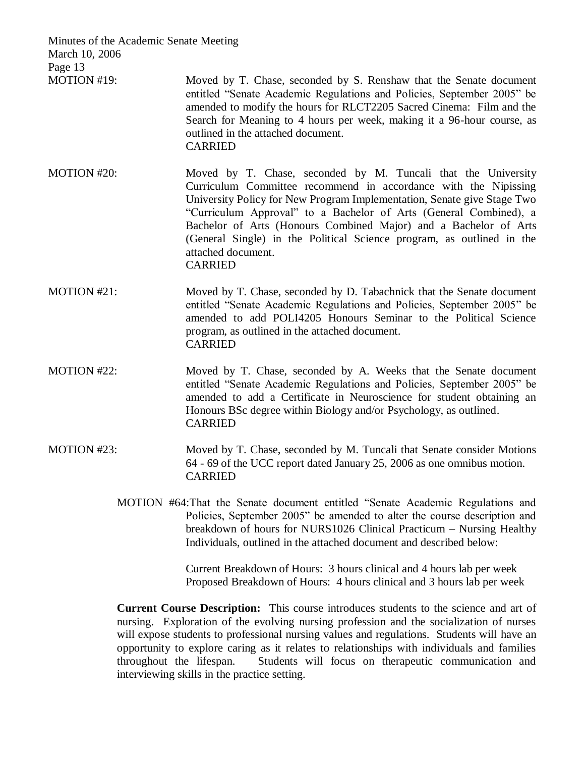MOTION #19: Moved by T. Chase, seconded by S. Renshaw that the Senate document entitled "Senate Academic Regulations and Policies, September 2005" be amended to modify the hours for RLCT2205 Sacred Cinema: Film and the Search for Meaning to 4 hours per week, making it a 96-hour course, as outlined in the attached document.
CARRIED

MOTION #20: Moved by T. Chase, seconded by M. Tuncali that the University Curriculum Committee recommend in accordance with the Nipissing University Policy for New Program Implementation, Senate give Stage Two "Curriculum Approval" to a Bachelor of Arts (General Combined), a Bachelor of Arts (Honours Combined Major) and a Bachelor of Arts (General Single) in the Political Science program, as outlined in the attached document.
CARRIED

MOTION #21: Moved by T. Chase, seconded by D. Tabachnick that the Senate document entitled "Senate Academic Regulations and Policies, September 2005" be amended to add POLI4205 Honours Seminar to the Political Science program, as outlined in the attached document.
CARRIED

MOTION #22: Moved by T. Chase, seconded by A. Weeks that the Senate document entitled "Senate Academic Regulations and Policies, September 2005" be amended to add a Certificate in Neuroscience for student obtaining an Honours BSc degree within Biology and/or Psychology, as outlined.
CARRIED

MOTION #23: Moved by T. Chase, seconded by M. Tuncali that Senate consider Motions 64 - 69 of the UCC report dated January 25, 2006 as one omnibus motion.
CARRIED

MOTION #64: That the Senate document entitled "Senate Academic Regulations and Policies, September 2005" be amended to alter the course description and breakdown of hours for NURS1026 Clinical Practicum – Nursing Healthy Individuals, outlined in the attached document and described below:

Current Breakdown of Hours: 3 hours clinical and 4 hours lab per week
Proposed Breakdown of Hours: 4 hours clinical and 3 hours lab per week

**Current Course Description:** This course introduces students to the science and art of nursing. Exploration of the evolving nursing profession and the socialization of nurses will expose students to professional nursing values and regulations. Students will have an opportunity to explore caring as it relates to relationships with individuals and families throughout the lifespan. Students will focus on therapeutic communication and interviewing skills in the practice setting.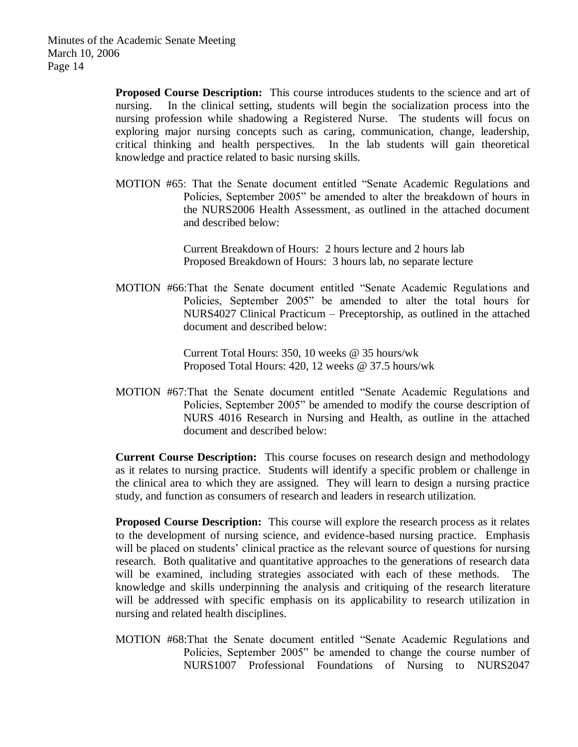**Proposed Course Description:** This course introduces students to the science and art of nursing. In the clinical setting, students will begin the socialization process into the nursing profession while shadowing a Registered Nurse. The students will focus on exploring major nursing concepts such as caring, communication, change, leadership, critical thinking and health perspectives. In the lab students will gain theoretical knowledge and practice related to basic nursing skills.

MOTION #65: That the Senate document entitled "Senate Academic Regulations and Policies, September 2005" be amended to alter the breakdown of hours in the NURS2006 Health Assessment, as outlined in the attached document and described below:

Current Breakdown of Hours: 2 hours lecture and 2 hours lab
Proposed Breakdown of Hours: 3 hours lab, no separate lecture

MOTION #66: That the Senate document entitled "Senate Academic Regulations and Policies, September 2005" be amended to alter the total hours for NURS4027 Clinical Practicum – Preceptorship, as outlined in the attached document and described below:

Current Total Hours: 350, 10 weeks @ 35 hours/wk
Proposed Total Hours: 420, 12 weeks @ 37.5 hours/wk

MOTION #67: That the Senate document entitled "Senate Academic Regulations and Policies, September 2005" be amended to modify the course description of NURS 4016 Research in Nursing and Health, as outline in the attached document and described below:

**Current Course Description:** This course focuses on research design and methodology as it relates to nursing practice. Students will identify a specific problem or challenge in the clinical area to which they are assigned. They will learn to design a nursing practice study, and function as consumers of research and leaders in research utilization.

**Proposed Course Description:** This course will explore the research process as it relates to the development of nursing science, and evidence-based nursing practice. Emphasis will be placed on students' clinical practice as the relevant source of questions for nursing research. Both qualitative and quantitative approaches to the generations of research data will be examined, including strategies associated with each of these methods. The knowledge and skills underpinning the analysis and critiquing of the research literature will be addressed with specific emphasis on its applicability to research utilization in nursing and related health disciplines.

MOTION #68: That the Senate document entitled "Senate Academic Regulations and Policies, September 2005" be amended to change the course number of NURS1007 Professional Foundations of Nursing to NURS2047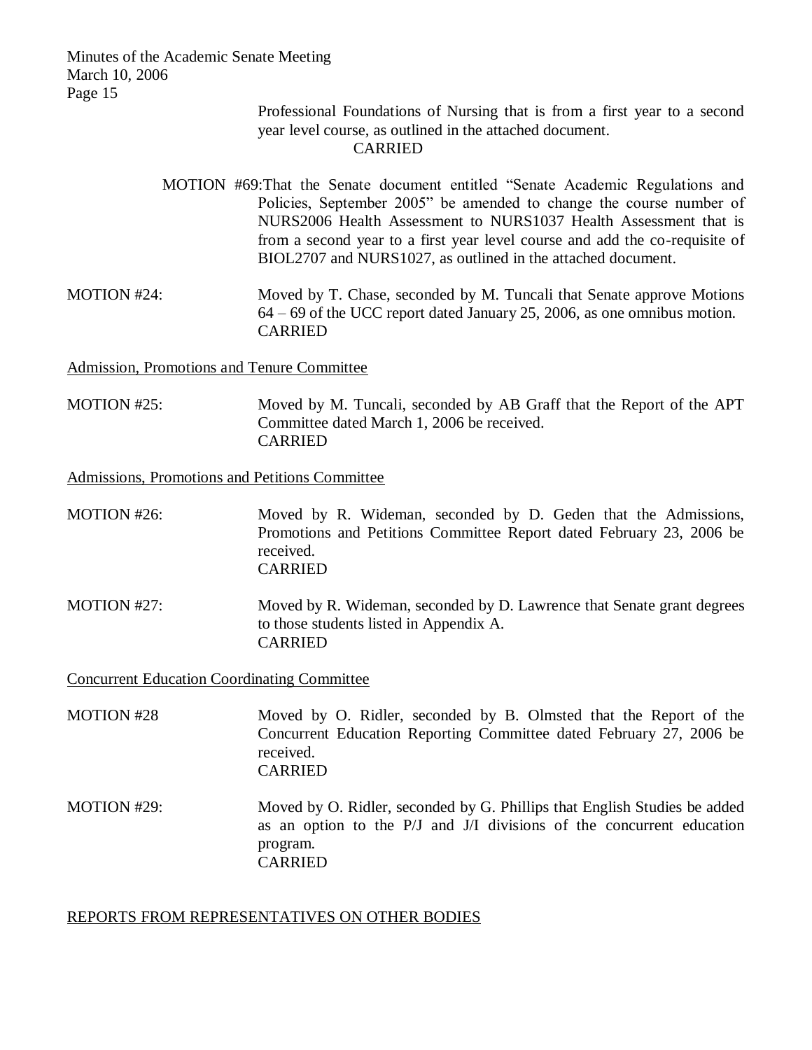Professional Foundations of Nursing that is from a first year to a second year level course, as outlined in the attached document.
CARRIED

MOTION #69: That the Senate document entitled "Senate Academic Regulations and Policies, September 2005" be amended to change the course number of NURS2006 Health Assessment to NURS1037 Health Assessment that is from a second year to a first year level course and add the co-requisite of BIOL2707 and NURS1027, as outlined in the attached document.

MOTION #24: Moved by T. Chase, seconded by M. Tuncali that Senate approve Motions 64 – 69 of the UCC report dated January 25, 2006, as one omnibus motion.
CARRIED

Admission, Promotions and Tenure Committee

MOTION #25: Moved by M. Tuncali, seconded by AB Graff that the Report of the APT Committee dated March 1, 2006 be received.
CARRIED

Admissions, Promotions and Petitions Committee

MOTION #26: Moved by R. Wideman, seconded by D. Geden that the Admissions, Promotions and Petitions Committee Report dated February 23, 2006 be received.
CARRIED

MOTION #27: Moved by R. Wideman, seconded by D. Lawrence that Senate grant degrees to those students listed in Appendix A.
CARRIED

Concurrent Education Coordinating Committee

MOTION #28 Moved by O. Ridler, seconded by B. Olmsted that the Report of the Concurrent Education Reporting Committee dated February 27, 2006 be received.
CARRIED

MOTION #29: Moved by O. Ridler, seconded by G. Phillips that English Studies be added as an option to the P/J and J/I divisions of the concurrent education program.
CARRIED

REPORTS FROM REPRESENTATIVES ON OTHER BODIES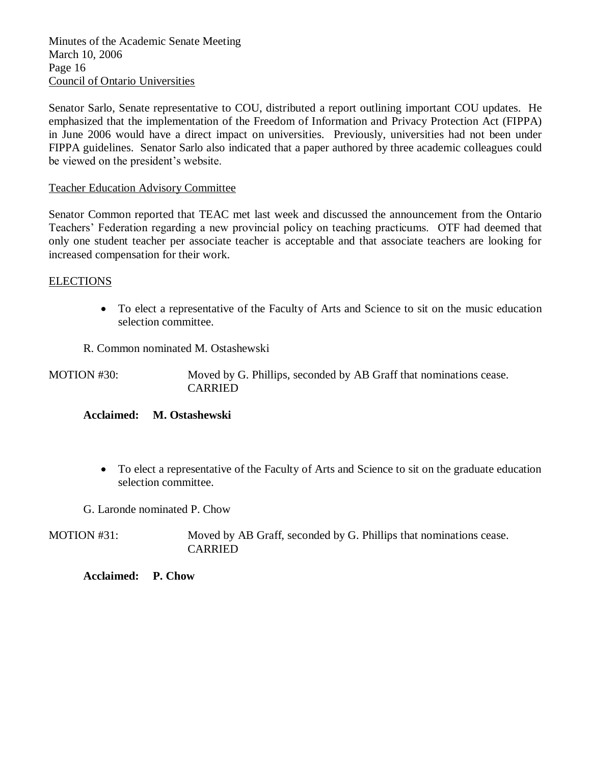Council of Ontario Universities

Senator Sarlo, Senate representative to COU, distributed a report outlining important COU updates. He emphasized that the implementation of the Freedom of Information and Privacy Protection Act (FIPPA) in June 2006 would have a direct impact on universities. Previously, universities had not been under FIPPA guidelines. Senator Sarlo also indicated that a paper authored by three academic colleagues could be viewed on the president's website.

Teacher Education Advisory Committee

Senator Common reported that TEAC met last week and discussed the announcement from the Ontario Teachers' Federation regarding a new provincial policy on teaching practicums. OTF had deemed that only one student teacher per associate teacher is acceptable and that associate teachers are looking for increased compensation for their work.

ELECTIONS

- To elect a representative of the Faculty of Arts and Science to sit on the music education selection committee.

R. Common nominated M. Ostashewski

MOTION #30: Moved by G. Phillips, seconded by AB Graff that nominations cease. CARRIED

**Acclaimed: M. Ostashewski**

- To elect a representative of the Faculty of Arts and Science to sit on the graduate education selection committee.

G. Laronde nominated P. Chow

MOTION #31: Moved by AB Graff, seconded by G. Phillips that nominations cease. CARRIED

**Acclaimed: P. Chow**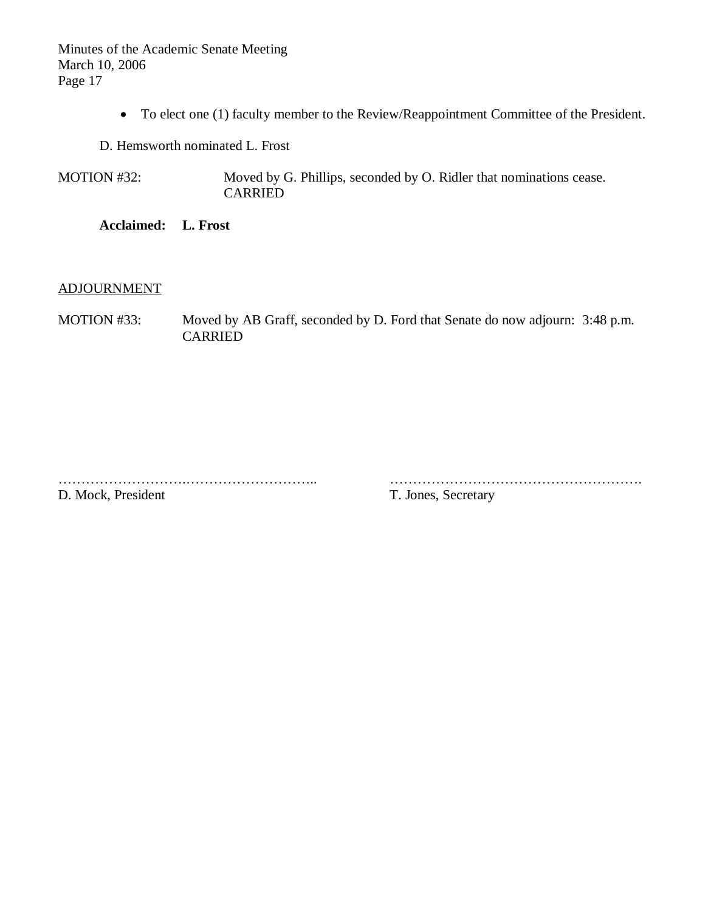- To elect one (1) faculty member to the Review/Reappointment Committee of the President.

D. Hemsworth nominated L. Frost

MOTION #32: Moved by G. Phillips, seconded by O. Ridler that nominations cease. CARRIED

**Acclaimed: L. Frost**

ADJOURNMENT

MOTION #33: Moved by AB Graff, seconded by D. Ford that Senate do now adjourn: 3:48 p.m. CARRIED

……………………….……………………….. ……………………………………………….

D. Mock, President T. Jones, Secretary